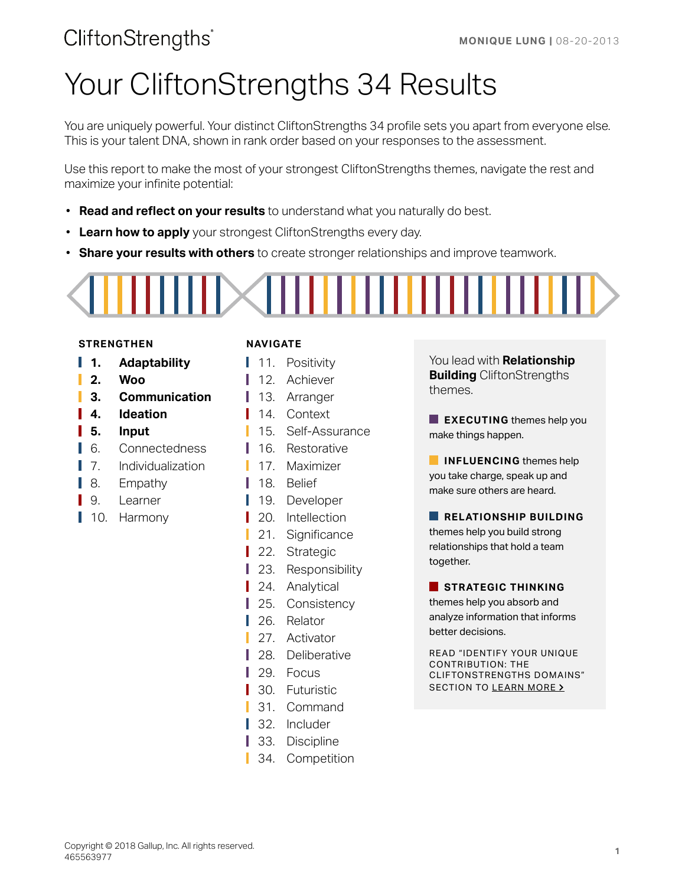CliftonStrengths

MONIQUE LUNG | 08-20-2013

# Your CliftonStrengths 34 Results

You are uniquely powerful. Your distinct CliftonStrengths 34 profile sets you apart from everyone else. This is your talent DNA, shown in rank order based on your responses to the assessment.

Use this report to make the most of your strongest CliftonStrengths themes, navigate the rest and maximize your infinite potential:

- **Read and reflect on your results** to understand what you naturally do best.
- **Learn how to apply** your strongest CliftonStrengths every day.
- **Share your results with others** to create stronger relationships and improve teamwork.

**STRENGTHEN**

1. **Adaptability**
2. **Woo**
3. **Communication**
4. **Ideation**
5. **Input**
6. Connectedness
7. Individualization
8. Empathy
9. Learner
10. Harmony

**NAVIGATE**

11. Positivity
12. Achiever
13. Arranger
14. Context
15. Self-Assurance
16. Restorative
17. Maximizer
18. Belief
19. Developer
20. Intellection
21. Significance
22. Strategic
23. Responsibility
24. Analytical
25. Consistency
26. Relator
27. Activator
28. Deliberative
29. Focus
30. Futuristic
31. Command
32. Includer
33. Discipline
34. Competition

You lead with **Relationship Building** CliftonStrengths themes.

**EXECUTING** themes help you make things happen.

**INFLUENCING** themes help you take charge, speak up and make sure others are heard.

**RELATIONSHIP BUILDING** themes help you build strong relationships that hold a team together.

**STRATEGIC THINKING** themes help you absorb and analyze information that informs better decisions.

READ "IDENTIFY YOUR UNIQUE CONTRIBUTION: THE CLIFTONSTRENGTHS DOMAINS" SECTION TO LEARN MORE >

Copyright © 2018 Gallup, Inc. All rights reserved.
465563977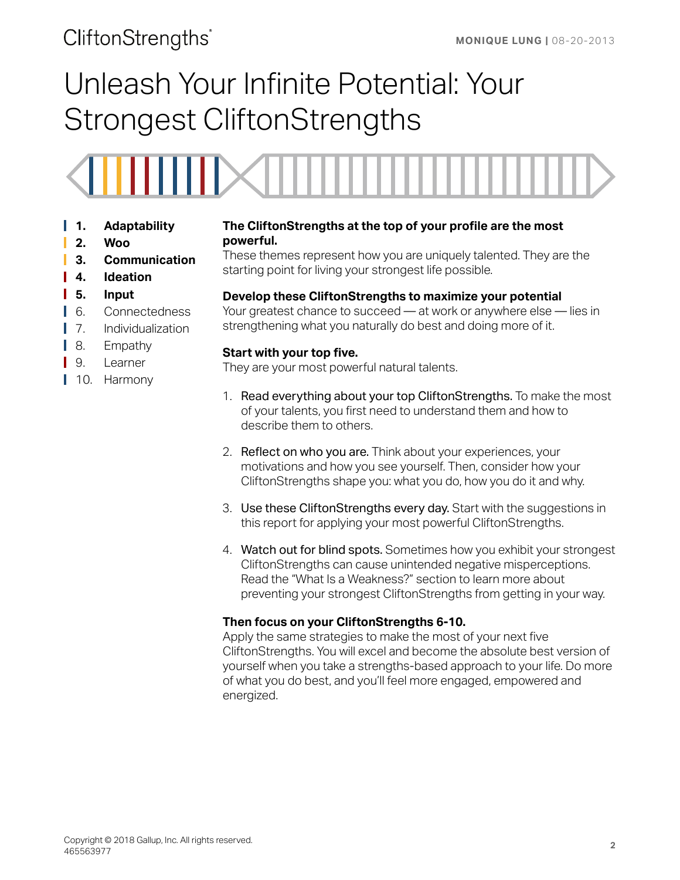# Unleash Your Infinite Potential: Your Strongest CliftonStrengths

1. **Adaptability**
2. **Woo**
3. **Communication**
4. **Ideation**
5. **Input**
6. Connectedness
7. Individualization
8. Empathy
9. Learner
10. Harmony

**The CliftonStrengths at the top of your profile are the most powerful.**
These themes represent how you are uniquely talented. They are the starting point for living your strongest life possible.

**Develop these CliftonStrengths to maximize your potential**
Your greatest chance to succeed — at work or anywhere else — lies in strengthening what you naturally do best and doing more of it.

**Start with your top five.**
They are your most powerful natural talents.

1. Read everything about your top CliftonStrengths. To make the most of your talents, you first need to understand them and how to describe them to others.

2. Reflect on who you are. Think about your experiences, your motivations and how you see yourself. Then, consider how your CliftonStrengths shape you: what you do, how you do it and why.

3. Use these CliftonStrengths every day. Start with the suggestions in this report for applying your most powerful CliftonStrengths.

4. Watch out for blind spots. Sometimes how you exhibit your strongest CliftonStrengths can cause unintended negative misperceptions. Read the "What Is a Weakness?" section to learn more about preventing your strongest CliftonStrengths from getting in your way.

**Then focus on your CliftonStrengths 6-10.**
Apply the same strategies to make the most of your next five CliftonStrengths. You will excel and become the absolute best version of yourself when you take a strengths-based approach to your life. Do more of what you do best, and you'll feel more engaged, empowered and energized.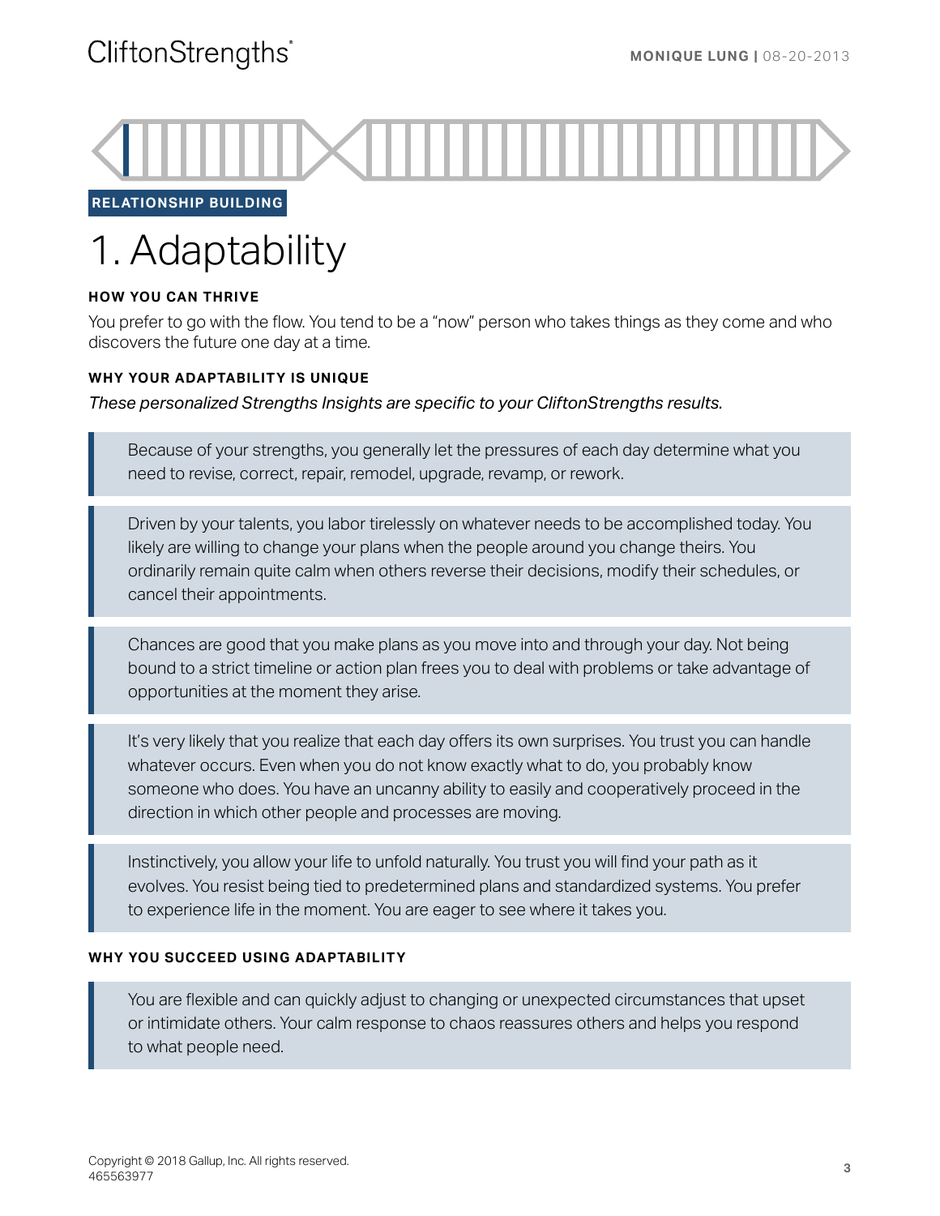RELATIONSHIP BUILDING

# 1. Adaptability

### HOW YOU CAN THRIVE

You prefer to go with the flow. You tend to be a "now" person who takes things as they come and who discovers the future one day at a time.

### WHY YOUR ADAPTABILITY IS UNIQUE

*These personalized Strengths Insights are specific to your CliftonStrengths results.*

> Because of your strengths, you generally let the pressures of each day determine what you need to revise, correct, repair, remodel, upgrade, revamp, or rework.

> Driven by your talents, you labor tirelessly on whatever needs to be accomplished today. You likely are willing to change your plans when the people around you change theirs. You ordinarily remain quite calm when others reverse their decisions, modify their schedules, or cancel their appointments.

> Chances are good that you make plans as you move into and through your day. Not being bound to a strict timeline or action plan frees you to deal with problems or take advantage of opportunities at the moment they arise.

> It's very likely that you realize that each day offers its own surprises. You trust you can handle whatever occurs. Even when you do not know exactly what to do, you probably know someone who does. You have an uncanny ability to easily and cooperatively proceed in the direction in which other people and processes are moving.

> Instinctively, you allow your life to unfold naturally. You trust you will find your path as it evolves. You resist being tied to predetermined plans and standardized systems. You prefer to experience life in the moment. You are eager to see where it takes you.

### WHY YOU SUCCEED USING ADAPTABILITY

> You are flexible and can quickly adjust to changing or unexpected circumstances that upset or intimidate others. Your calm response to chaos reassures others and helps you respond to what people need.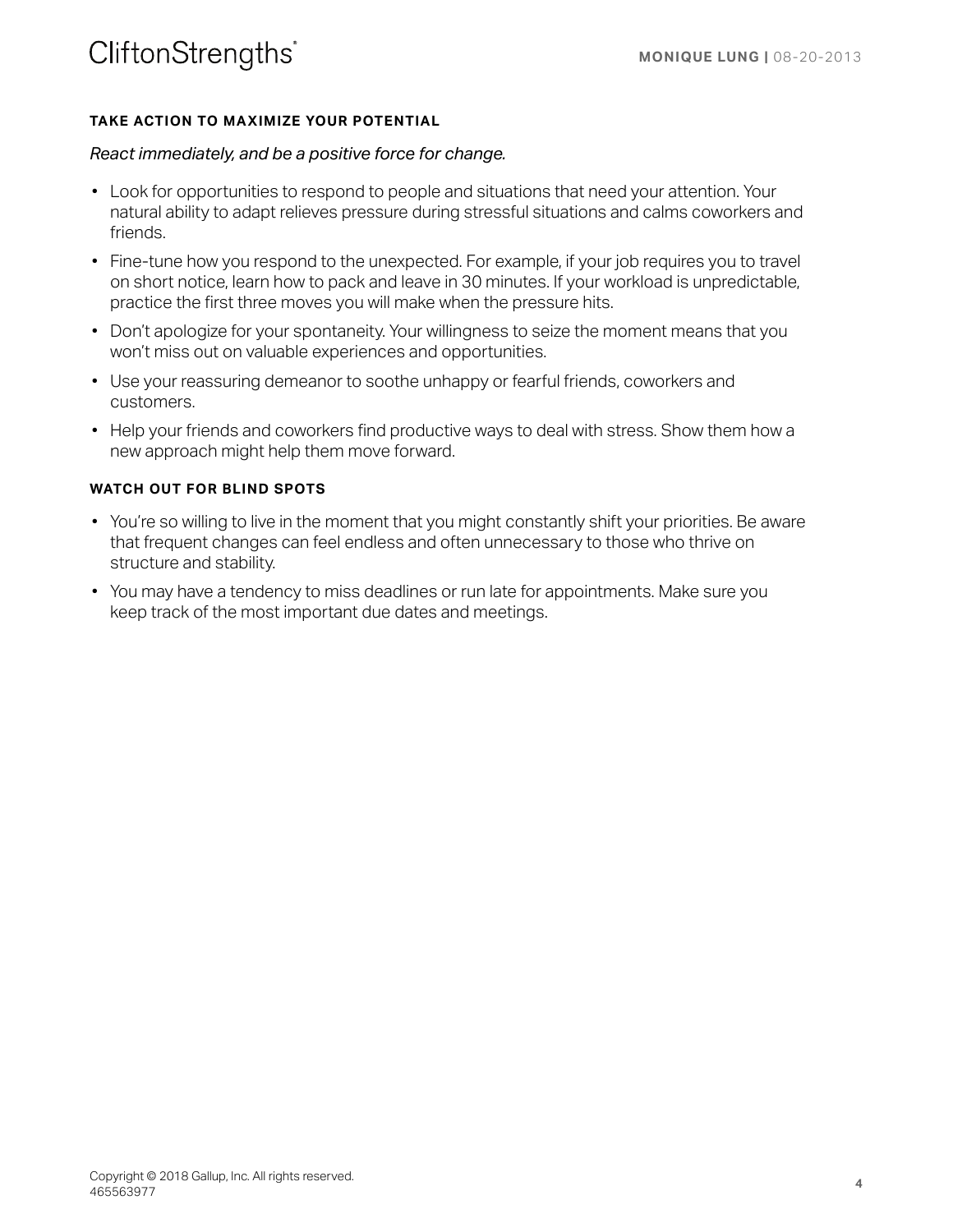### TAKE ACTION TO MAXIMIZE YOUR POTENTIAL

*React immediately, and be a positive force for change.*

- Look for opportunities to respond to people and situations that need your attention. Your natural ability to adapt relieves pressure during stressful situations and calms coworkers and friends.
- Fine-tune how you respond to the unexpected. For example, if your job requires you to travel on short notice, learn how to pack and leave in 30 minutes. If your workload is unpredictable, practice the first three moves you will make when the pressure hits.
- Don't apologize for your spontaneity. Your willingness to seize the moment means that you won't miss out on valuable experiences and opportunities.
- Use your reassuring demeanor to soothe unhappy or fearful friends, coworkers and customers.
- Help your friends and coworkers find productive ways to deal with stress. Show them how a new approach might help them move forward.

### WATCH OUT FOR BLIND SPOTS

- You're so willing to live in the moment that you might constantly shift your priorities. Be aware that frequent changes can feel endless and often unnecessary to those who thrive on structure and stability.
- You may have a tendency to miss deadlines or run late for appointments. Make sure you keep track of the most important due dates and meetings.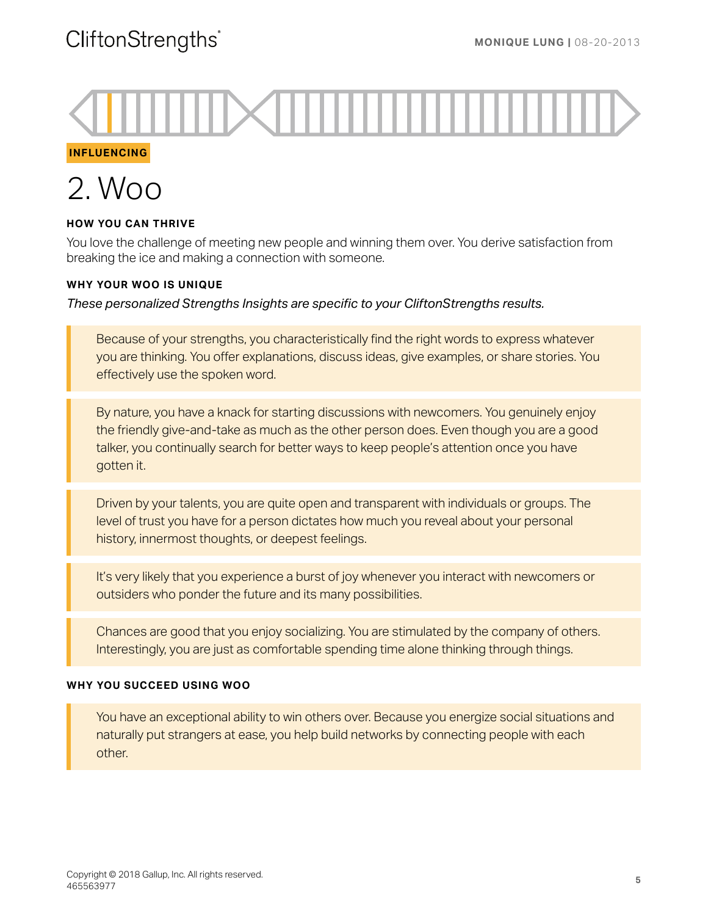INFLUENCING

# 2. Woo

### HOW YOU CAN THRIVE

You love the challenge of meeting new people and winning them over. You derive satisfaction from breaking the ice and making a connection with someone.

### WHY YOUR WOO IS UNIQUE

*These personalized Strengths Insights are specific to your CliftonStrengths results.*

Because of your strengths, you characteristically find the right words to express whatever you are thinking. You offer explanations, discuss ideas, give examples, or share stories. You effectively use the spoken word.

By nature, you have a knack for starting discussions with newcomers. You genuinely enjoy the friendly give-and-take as much as the other person does. Even though you are a good talker, you continually search for better ways to keep people's attention once you have gotten it.

Driven by your talents, you are quite open and transparent with individuals or groups. The level of trust you have for a person dictates how much you reveal about your personal history, innermost thoughts, or deepest feelings.

It's very likely that you experience a burst of joy whenever you interact with newcomers or outsiders who ponder the future and its many possibilities.

Chances are good that you enjoy socializing. You are stimulated by the company of others. Interestingly, you are just as comfortable spending time alone thinking through things.

### WHY YOU SUCCEED USING WOO

You have an exceptional ability to win others over. Because you energize social situations and naturally put strangers at ease, you help build networks by connecting people with each other.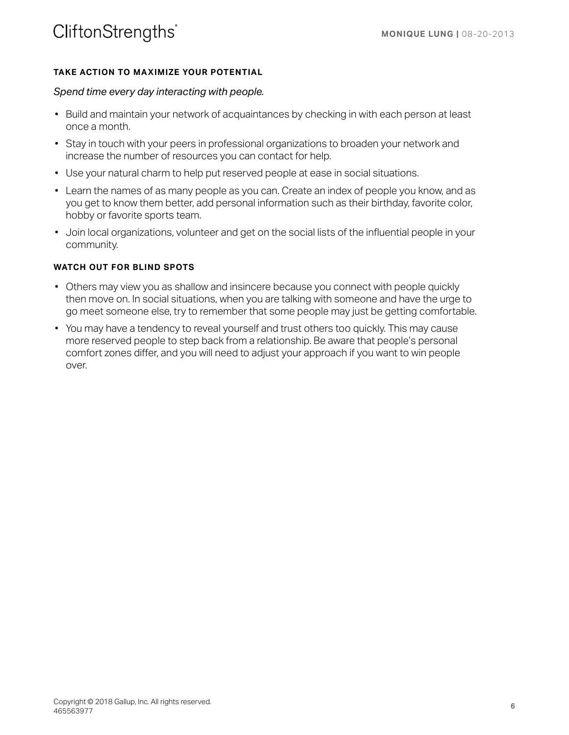### TAKE ACTION TO MAXIMIZE YOUR POTENTIAL

*Spend time every day interacting with people.*

- Build and maintain your network of acquaintances by checking in with each person at least once a month.
- Stay in touch with your peers in professional organizations to broaden your network and increase the number of resources you can contact for help.
- Use your natural charm to help put reserved people at ease in social situations.
- Learn the names of as many people as you can. Create an index of people you know, and as you get to know them better, add personal information such as their birthday, favorite color, hobby or favorite sports team.
- Join local organizations, volunteer and get on the social lists of the influential people in your community.

### WATCH OUT FOR BLIND SPOTS

- Others may view you as shallow and insincere because you connect with people quickly then move on. In social situations, when you are talking with someone and have the urge to go meet someone else, try to remember that some people may just be getting comfortable.
- You may have a tendency to reveal yourself and trust others too quickly. This may cause more reserved people to step back from a relationship. Be aware that people's personal comfort zones differ, and you will need to adjust your approach if you want to win people over.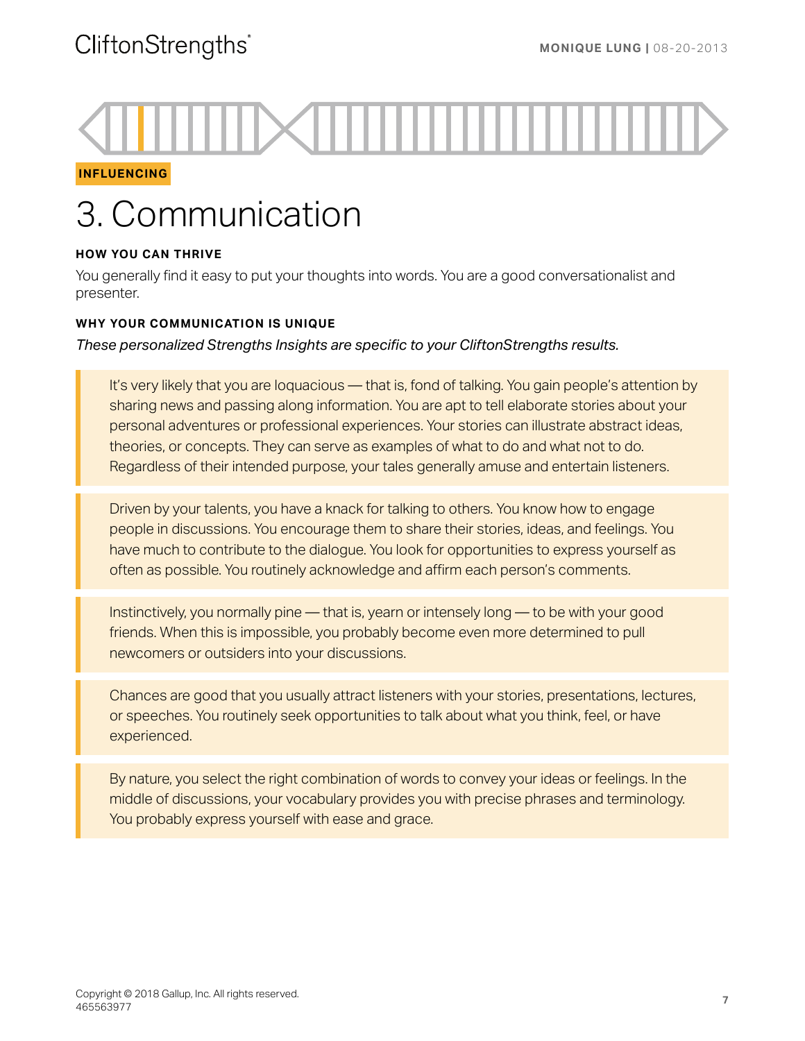INFLUENCING

# 3. Communication

#### HOW YOU CAN THRIVE

You generally find it easy to put your thoughts into words. You are a good conversationalist and presenter.

#### WHY YOUR COMMUNICATION IS UNIQUE

*These personalized Strengths Insights are specific to your CliftonStrengths results.*

It's very likely that you are loquacious — that is, fond of talking. You gain people's attention by sharing news and passing along information. You are apt to tell elaborate stories about your personal adventures or professional experiences. Your stories can illustrate abstract ideas, theories, or concepts. They can serve as examples of what to do and what not to do. Regardless of their intended purpose, your tales generally amuse and entertain listeners.

Driven by your talents, you have a knack for talking to others. You know how to engage people in discussions. You encourage them to share their stories, ideas, and feelings. You have much to contribute to the dialogue. You look for opportunities to express yourself as often as possible. You routinely acknowledge and affirm each person's comments.

Instinctively, you normally pine — that is, yearn or intensely long — to be with your good friends. When this is impossible, you probably become even more determined to pull newcomers or outsiders into your discussions.

Chances are good that you usually attract listeners with your stories, presentations, lectures, or speeches. You routinely seek opportunities to talk about what you think, feel, or have experienced.

By nature, you select the right combination of words to convey your ideas or feelings. In the middle of discussions, your vocabulary provides you with precise phrases and terminology. You probably express yourself with ease and grace.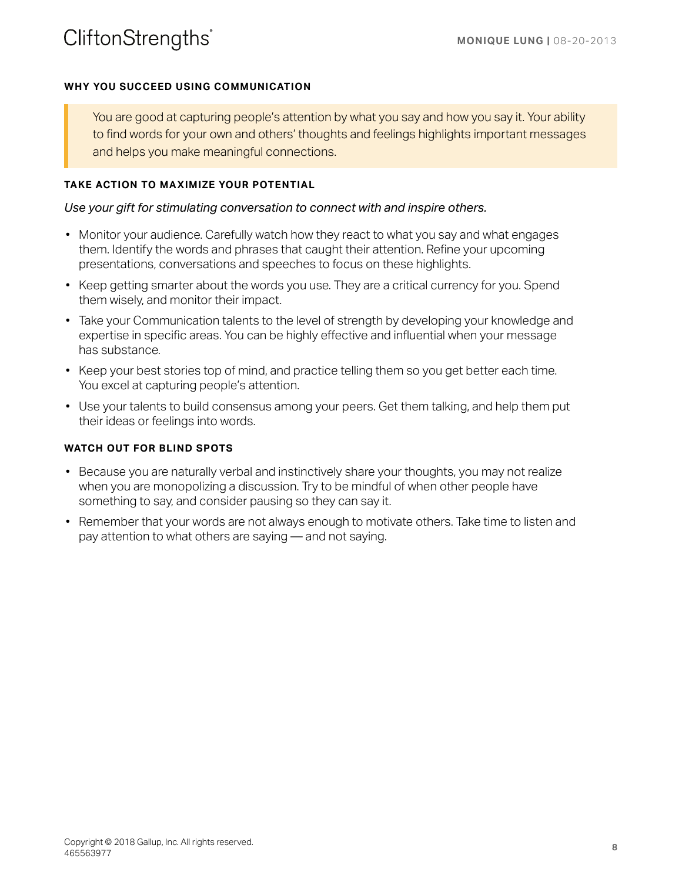### WHY YOU SUCCEED USING COMMUNICATION

> You are good at capturing people's attention by what you say and how you say it. Your ability to find words for your own and others' thoughts and feelings highlights important messages and helps you make meaningful connections.

### TAKE ACTION TO MAXIMIZE YOUR POTENTIAL

*Use your gift for stimulating conversation to connect with and inspire others.*

- Monitor your audience. Carefully watch how they react to what you say and what engages them. Identify the words and phrases that caught their attention. Refine your upcoming presentations, conversations and speeches to focus on these highlights.
- Keep getting smarter about the words you use. They are a critical currency for you. Spend them wisely, and monitor their impact.
- Take your Communication talents to the level of strength by developing your knowledge and expertise in specific areas. You can be highly effective and influential when your message has substance.
- Keep your best stories top of mind, and practice telling them so you get better each time. You excel at capturing people's attention.
- Use your talents to build consensus among your peers. Get them talking, and help them put their ideas or feelings into words.

### WATCH OUT FOR BLIND SPOTS

- Because you are naturally verbal and instinctively share your thoughts, you may not realize when you are monopolizing a discussion. Try to be mindful of when other people have something to say, and consider pausing so they can say it.
- Remember that your words are not always enough to motivate others. Take time to listen and pay attention to what others are saying — and not saying.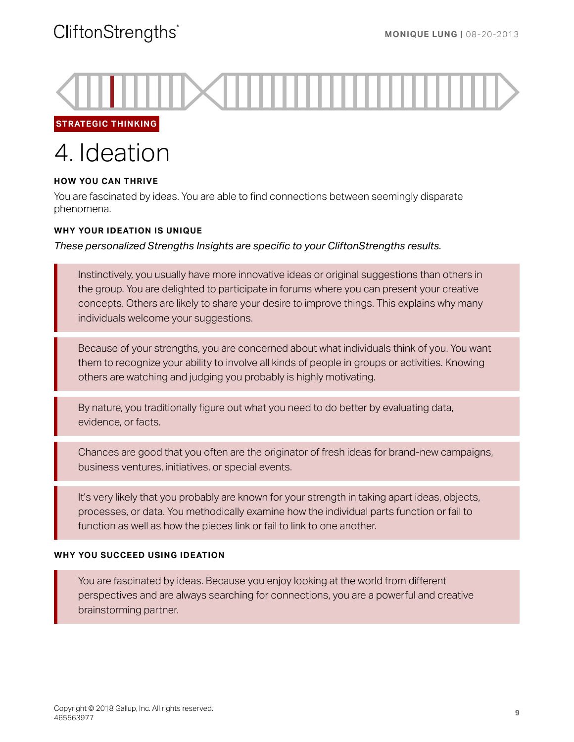STRATEGIC THINKING

# 4. Ideation

### HOW YOU CAN THRIVE

You are fascinated by ideas. You are able to find connections between seemingly disparate phenomena.

### WHY YOUR IDEATION IS UNIQUE

*These personalized Strengths Insights are specific to your CliftonStrengths results.*

> Instinctively, you usually have more innovative ideas or original suggestions than others in the group. You are delighted to participate in forums where you can present your creative concepts. Others are likely to share your desire to improve things. This explains why many individuals welcome your suggestions.

> Because of your strengths, you are concerned about what individuals think of you. You want them to recognize your ability to involve all kinds of people in groups or activities. Knowing others are watching and judging you probably is highly motivating.

> By nature, you traditionally figure out what you need to do better by evaluating data, evidence, or facts.

> Chances are good that you often are the originator of fresh ideas for brand-new campaigns, business ventures, initiatives, or special events.

> It's very likely that you probably are known for your strength in taking apart ideas, objects, processes, or data. You methodically examine how the individual parts function or fail to function as well as how the pieces link or fail to link to one another.

### WHY YOU SUCCEED USING IDEATION

> You are fascinated by ideas. Because you enjoy looking at the world from different perspectives and are always searching for connections, you are a powerful and creative brainstorming partner.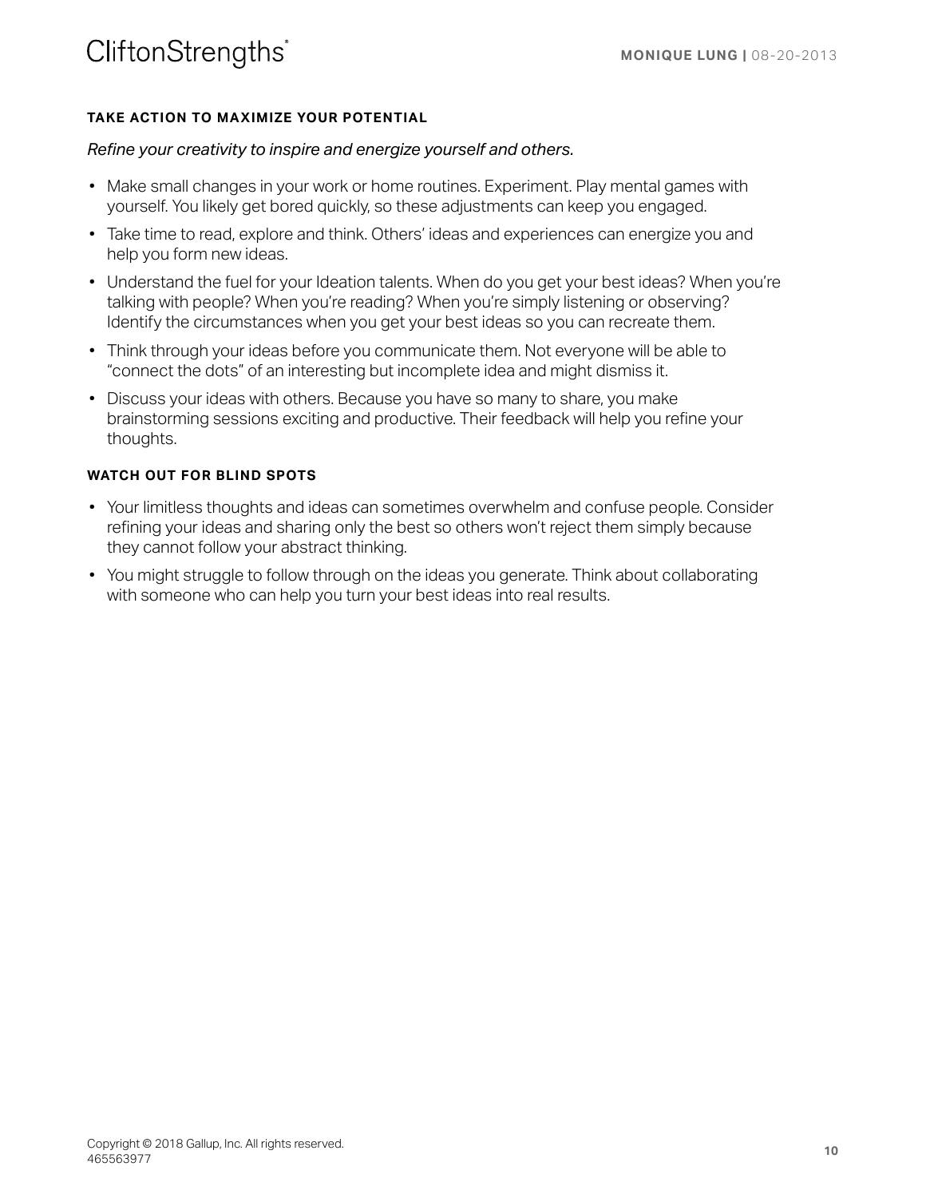### TAKE ACTION TO MAXIMIZE YOUR POTENTIAL

*Refine your creativity to inspire and energize yourself and others.*

- Make small changes in your work or home routines. Experiment. Play mental games with yourself. You likely get bored quickly, so these adjustments can keep you engaged.
- Take time to read, explore and think. Others' ideas and experiences can energize you and help you form new ideas.
- Understand the fuel for your Ideation talents. When do you get your best ideas? When you're talking with people? When you're reading? When you're simply listening or observing? Identify the circumstances when you get your best ideas so you can recreate them.
- Think through your ideas before you communicate them. Not everyone will be able to "connect the dots" of an interesting but incomplete idea and might dismiss it.
- Discuss your ideas with others. Because you have so many to share, you make brainstorming sessions exciting and productive. Their feedback will help you refine your thoughts.

### WATCH OUT FOR BLIND SPOTS

- Your limitless thoughts and ideas can sometimes overwhelm and confuse people. Consider refining your ideas and sharing only the best so others won't reject them simply because they cannot follow your abstract thinking.
- You might struggle to follow through on the ideas you generate. Think about collaborating with someone who can help you turn your best ideas into real results.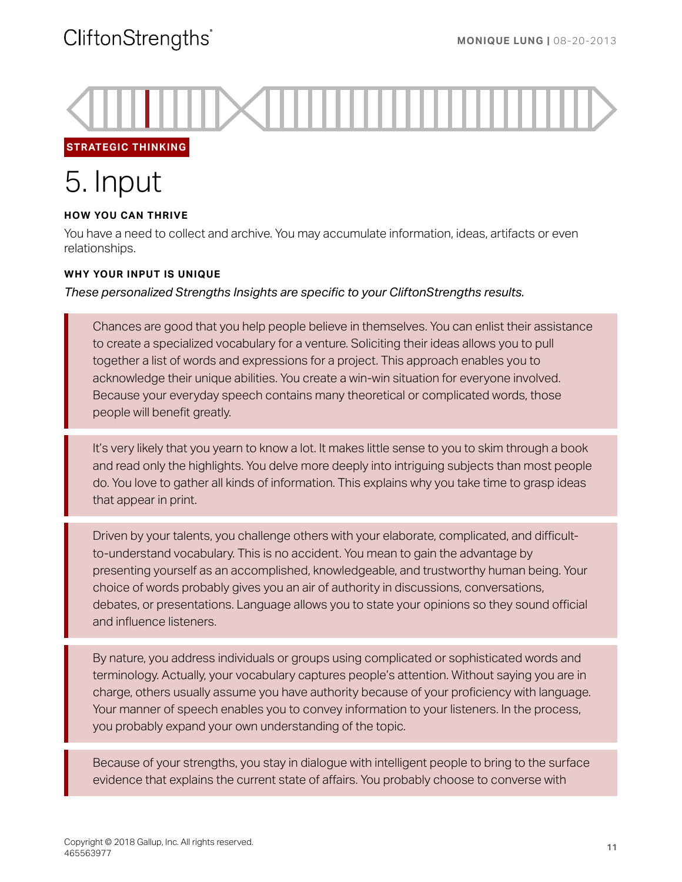STRATEGIC THINKING

# 5. Input

**HOW YOU CAN THRIVE**

You have a need to collect and archive. You may accumulate information, ideas, artifacts or even relationships.

**WHY YOUR INPUT IS UNIQUE**

*These personalized Strengths Insights are specific to your CliftonStrengths results.*

Chances are good that you help people believe in themselves. You can enlist their assistance to create a specialized vocabulary for a venture. Soliciting their ideas allows you to pull together a list of words and expressions for a project. This approach enables you to acknowledge their unique abilities. You create a win-win situation for everyone involved. Because your everyday speech contains many theoretical or complicated words, those people will benefit greatly.

It's very likely that you yearn to know a lot. It makes little sense to you to skim through a book and read only the highlights. You delve more deeply into intriguing subjects than most people do. You love to gather all kinds of information. This explains why you take time to grasp ideas that appear in print.

Driven by your talents, you challenge others with your elaborate, complicated, and difficult-to-understand vocabulary. This is no accident. You mean to gain the advantage by presenting yourself as an accomplished, knowledgeable, and trustworthy human being. Your choice of words probably gives you an air of authority in discussions, conversations, debates, or presentations. Language allows you to state your opinions so they sound official and influence listeners.

By nature, you address individuals or groups using complicated or sophisticated words and terminology. Actually, your vocabulary captures people's attention. Without saying you are in charge, others usually assume you have authority because of your proficiency with language. Your manner of speech enables you to convey information to your listeners. In the process, you probably expand your own understanding of the topic.

Because of your strengths, you stay in dialogue with intelligent people to bring to the surface evidence that explains the current state of affairs. You probably choose to converse with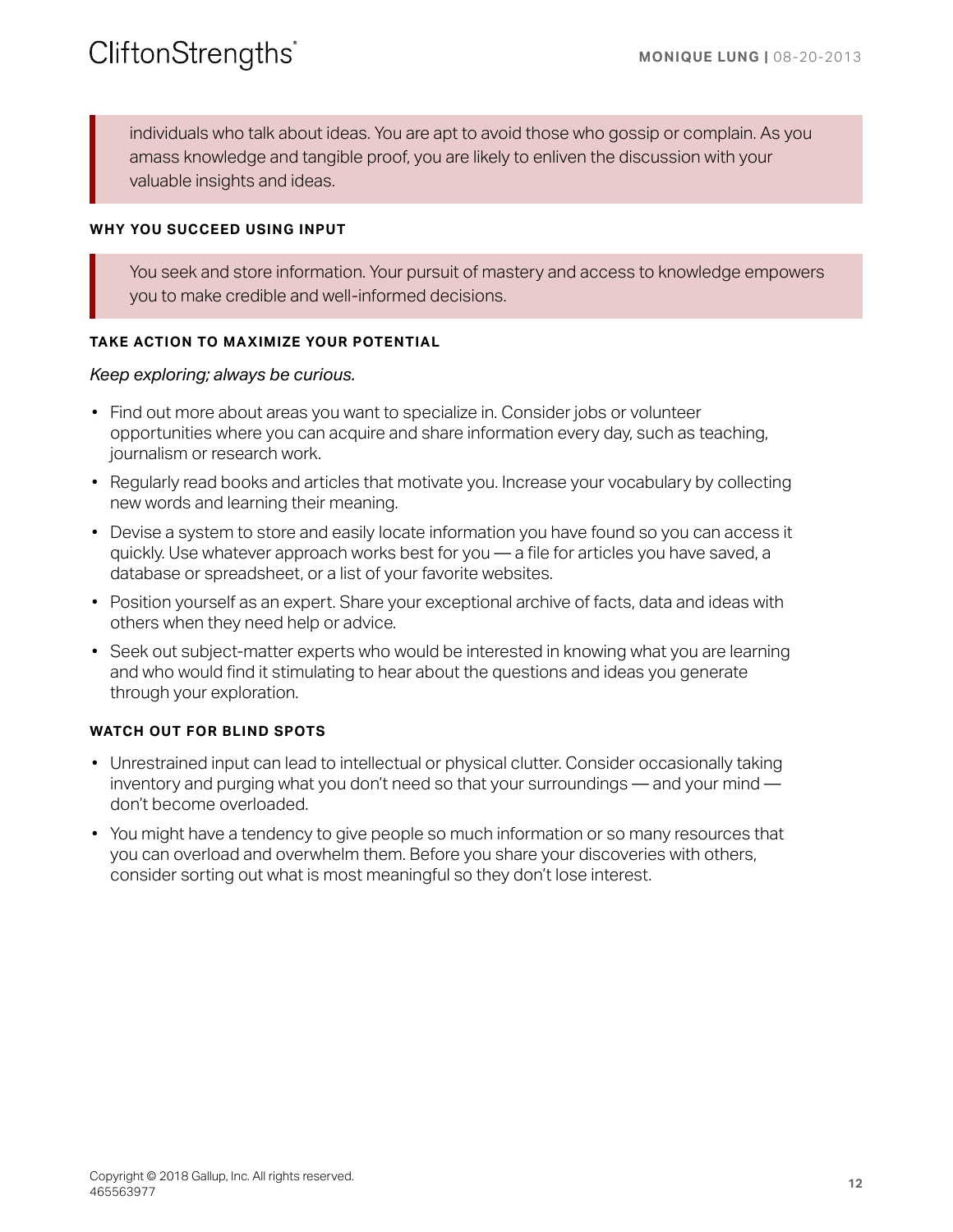individuals who talk about ideas. You are apt to avoid those who gossip or complain. As you amass knowledge and tangible proof, you are likely to enliven the discussion with your valuable insights and ideas.

#### WHY YOU SUCCEED USING INPUT

You seek and store information. Your pursuit of mastery and access to knowledge empowers you to make credible and well-informed decisions.

#### TAKE ACTION TO MAXIMIZE YOUR POTENTIAL

*Keep exploring; always be curious.*

- Find out more about areas you want to specialize in. Consider jobs or volunteer opportunities where you can acquire and share information every day, such as teaching, journalism or research work.
- Regularly read books and articles that motivate you. Increase your vocabulary by collecting new words and learning their meaning.
- Devise a system to store and easily locate information you have found so you can access it quickly. Use whatever approach works best for you — a file for articles you have saved, a database or spreadsheet, or a list of your favorite websites.
- Position yourself as an expert. Share your exceptional archive of facts, data and ideas with others when they need help or advice.
- Seek out subject-matter experts who would be interested in knowing what you are learning and who would find it stimulating to hear about the questions and ideas you generate through your exploration.

#### WATCH OUT FOR BLIND SPOTS

- Unrestrained input can lead to intellectual or physical clutter. Consider occasionally taking inventory and purging what you don't need so that your surroundings — and your mind — don't become overloaded.
- You might have a tendency to give people so much information or so many resources that you can overload and overwhelm them. Before you share your discoveries with others, consider sorting out what is most meaningful so they don't lose interest.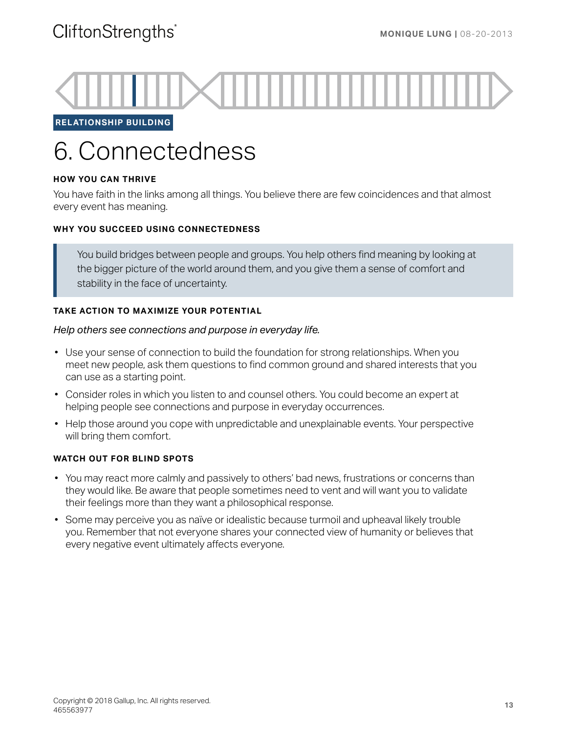RELATIONSHIP BUILDING

# 6. Connectedness

### HOW YOU CAN THRIVE

You have faith in the links among all things. You believe there are few coincidences and that almost every event has meaning.

### WHY YOU SUCCEED USING CONNECTEDNESS

> You build bridges between people and groups. You help others find meaning by looking at the bigger picture of the world around them, and you give them a sense of comfort and stability in the face of uncertainty.

### TAKE ACTION TO MAXIMIZE YOUR POTENTIAL

*Help others see connections and purpose in everyday life.*

- Use your sense of connection to build the foundation for strong relationships. When you meet new people, ask them questions to find common ground and shared interests that you can use as a starting point.
- Consider roles in which you listen to and counsel others. You could become an expert at helping people see connections and purpose in everyday occurrences.
- Help those around you cope with unpredictable and unexplainable events. Your perspective will bring them comfort.

### WATCH OUT FOR BLIND SPOTS

- You may react more calmly and passively to others' bad news, frustrations or concerns than they would like. Be aware that people sometimes need to vent and will want you to validate their feelings more than they want a philosophical response.
- Some may perceive you as naïve or idealistic because turmoil and upheaval likely trouble you. Remember that not everyone shares your connected view of humanity or believes that every negative event ultimately affects everyone.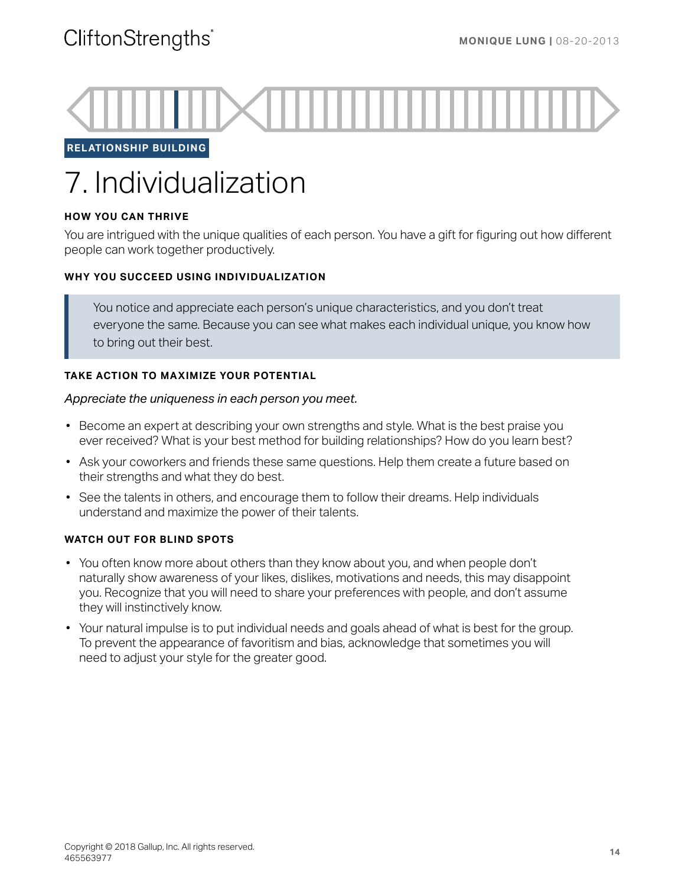RELATIONSHIP BUILDING

# 7. Individualization

#### HOW YOU CAN THRIVE

You are intrigued with the unique qualities of each person. You have a gift for figuring out how different people can work together productively.

#### WHY YOU SUCCEED USING INDIVIDUALIZATION

> You notice and appreciate each person's unique characteristics, and you don't treat everyone the same. Because you can see what makes each individual unique, you know how to bring out their best.

#### TAKE ACTION TO MAXIMIZE YOUR POTENTIAL

*Appreciate the uniqueness in each person you meet.*

- Become an expert at describing your own strengths and style. What is the best praise you ever received? What is your best method for building relationships? How do you learn best?
- Ask your coworkers and friends these same questions. Help them create a future based on their strengths and what they do best.
- See the talents in others, and encourage them to follow their dreams. Help individuals understand and maximize the power of their talents.

#### WATCH OUT FOR BLIND SPOTS

- You often know more about others than they know about you, and when people don't naturally show awareness of your likes, dislikes, motivations and needs, this may disappoint you. Recognize that you will need to share your preferences with people, and don't assume they will instinctively know.
- Your natural impulse is to put individual needs and goals ahead of what is best for the group. To prevent the appearance of favoritism and bias, acknowledge that sometimes you will need to adjust your style for the greater good.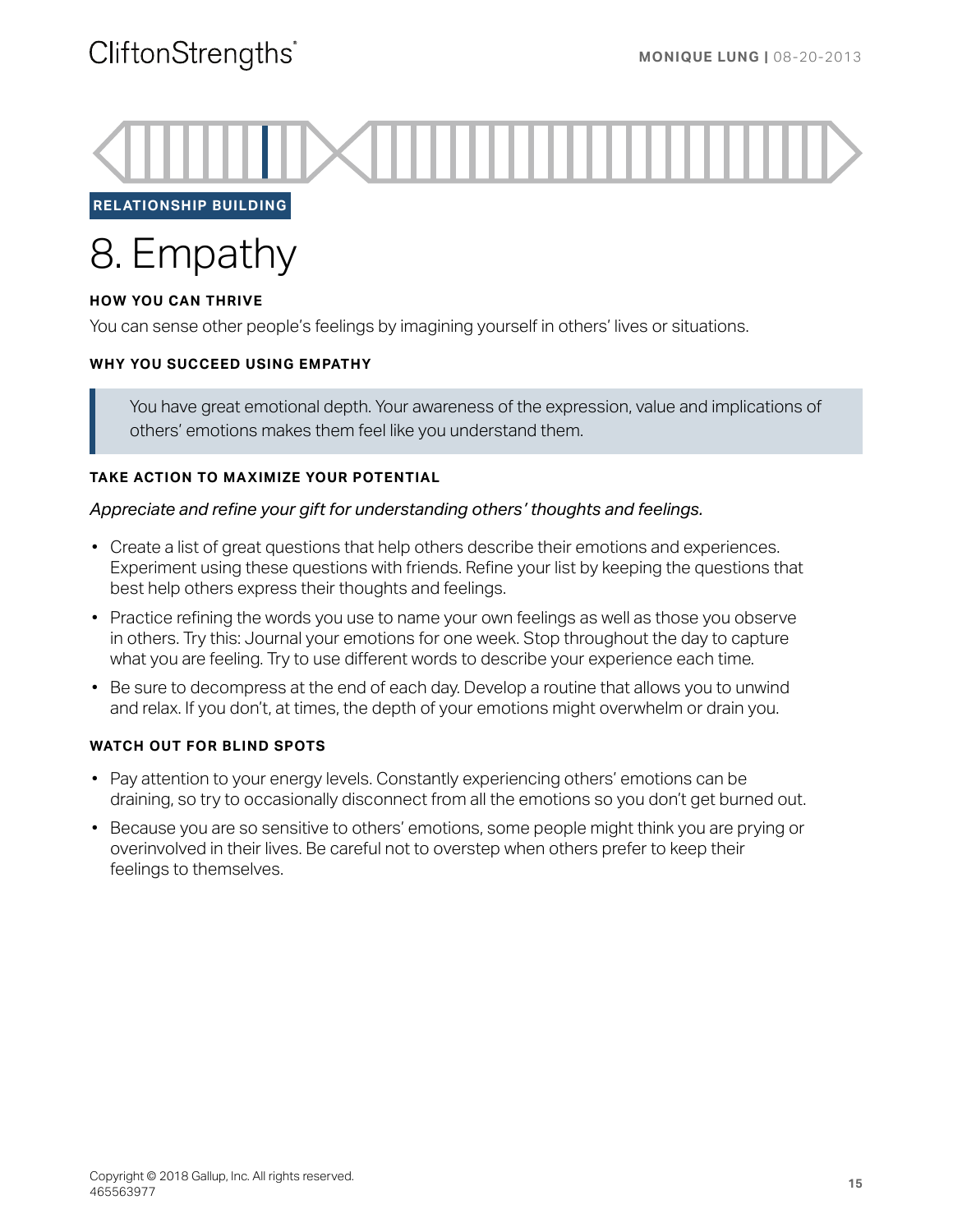RELATIONSHIP BUILDING

# 8. Empathy

### HOW YOU CAN THRIVE

You can sense other people's feelings by imagining yourself in others' lives or situations.

### WHY YOU SUCCEED USING EMPATHY

> You have great emotional depth. Your awareness of the expression, value and implications of others' emotions makes them feel like you understand them.

### TAKE ACTION TO MAXIMIZE YOUR POTENTIAL

*Appreciate and refine your gift for understanding others' thoughts and feelings.*

- Create a list of great questions that help others describe their emotions and experiences. Experiment using these questions with friends. Refine your list by keeping the questions that best help others express their thoughts and feelings.
- Practice refining the words you use to name your own feelings as well as those you observe in others. Try this: Journal your emotions for one week. Stop throughout the day to capture what you are feeling. Try to use different words to describe your experience each time.
- Be sure to decompress at the end of each day. Develop a routine that allows you to unwind and relax. If you don't, at times, the depth of your emotions might overwhelm or drain you.

### WATCH OUT FOR BLIND SPOTS

- Pay attention to your energy levels. Constantly experiencing others' emotions can be draining, so try to occasionally disconnect from all the emotions so you don't get burned out.
- Because you are so sensitive to others' emotions, some people might think you are prying or overinvolved in their lives. Be careful not to overstep when others prefer to keep their feelings to themselves.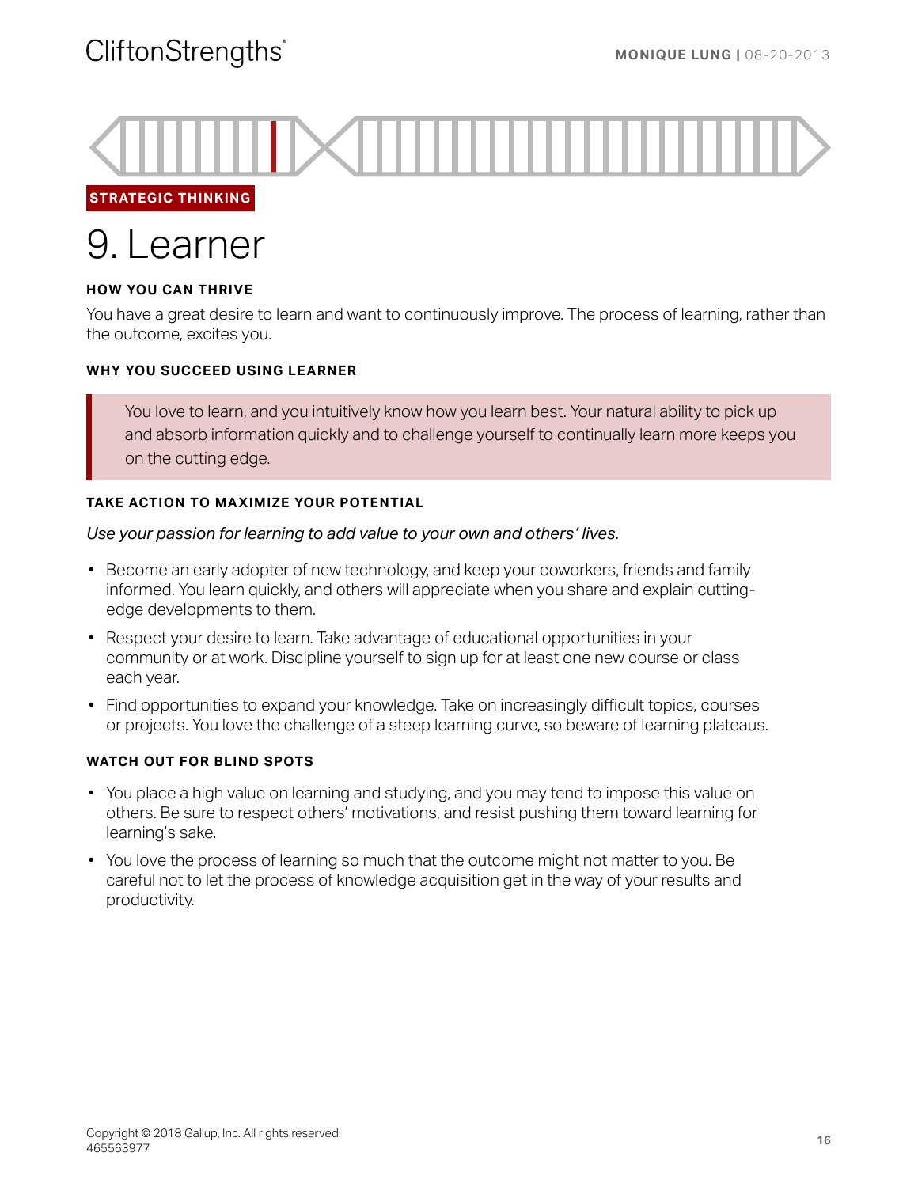STRATEGIC THINKING

# 9. Learner

#### HOW YOU CAN THRIVE

You have a great desire to learn and want to continuously improve. The process of learning, rather than the outcome, excites you.

#### WHY YOU SUCCEED USING LEARNER

> You love to learn, and you intuitively know how you learn best. Your natural ability to pick up and absorb information quickly and to challenge yourself to continually learn more keeps you on the cutting edge.

#### TAKE ACTION TO MAXIMIZE YOUR POTENTIAL

*Use your passion for learning to add value to your own and others' lives.*

- Become an early adopter of new technology, and keep your coworkers, friends and family informed. You learn quickly, and others will appreciate when you share and explain cutting-edge developments to them.
- Respect your desire to learn. Take advantage of educational opportunities in your community or at work. Discipline yourself to sign up for at least one new course or class each year.
- Find opportunities to expand your knowledge. Take on increasingly difficult topics, courses or projects. You love the challenge of a steep learning curve, so beware of learning plateaus.

#### WATCH OUT FOR BLIND SPOTS

- You place a high value on learning and studying, and you may tend to impose this value on others. Be sure to respect others' motivations, and resist pushing them toward learning for learning's sake.
- You love the process of learning so much that the outcome might not matter to you. Be careful not to let the process of knowledge acquisition get in the way of your results and productivity.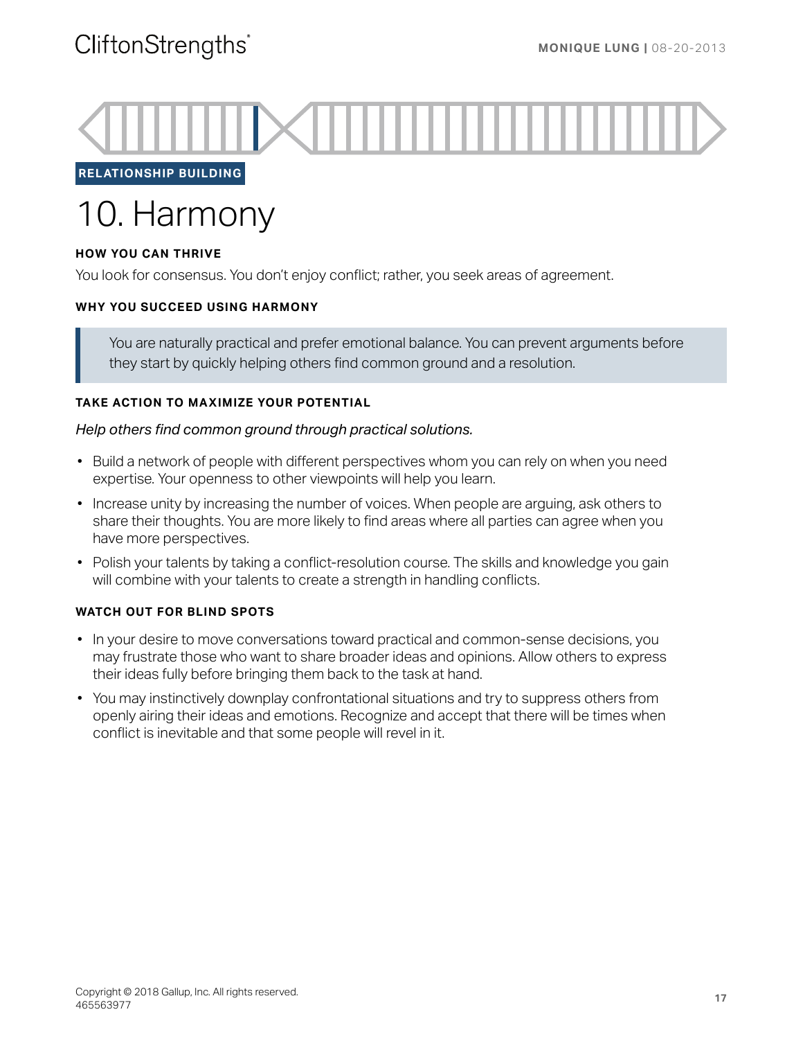RELATIONSHIP BUILDING

# 10. Harmony

### HOW YOU CAN THRIVE

You look for consensus. You don't enjoy conflict; rather, you seek areas of agreement.

### WHY YOU SUCCEED USING HARMONY

> You are naturally practical and prefer emotional balance. You can prevent arguments before they start by quickly helping others find common ground and a resolution.

### TAKE ACTION TO MAXIMIZE YOUR POTENTIAL

*Help others find common ground through practical solutions.*

- Build a network of people with different perspectives whom you can rely on when you need expertise. Your openness to other viewpoints will help you learn.
- Increase unity by increasing the number of voices. When people are arguing, ask others to share their thoughts. You are more likely to find areas where all parties can agree when you have more perspectives.
- Polish your talents by taking a conflict-resolution course. The skills and knowledge you gain will combine with your talents to create a strength in handling conflicts.

### WATCH OUT FOR BLIND SPOTS

- In your desire to move conversations toward practical and common-sense decisions, you may frustrate those who want to share broader ideas and opinions. Allow others to express their ideas fully before bringing them back to the task at hand.
- You may instinctively downplay confrontational situations and try to suppress others from openly airing their ideas and emotions. Recognize and accept that there will be times when conflict is inevitable and that some people will revel in it.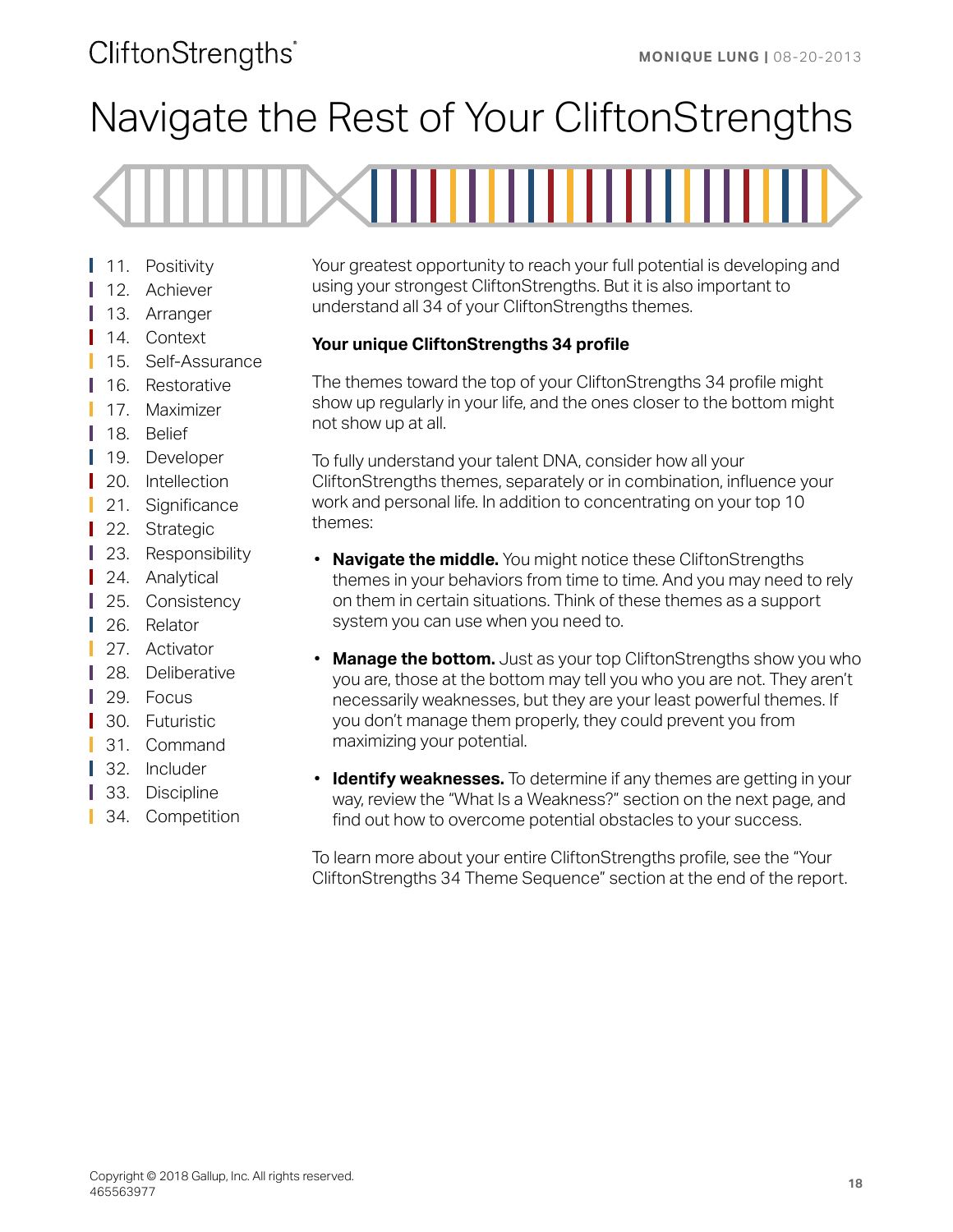# Navigate the Rest of Your CliftonStrengths

11. Positivity
12. Achiever
13. Arranger
14. Context
15. Self-Assurance
16. Restorative
17. Maximizer
18. Belief
19. Developer
20. Intellection
21. Significance
22. Strategic
23. Responsibility
24. Analytical
25. Consistency
26. Relator
27. Activator
28. Deliberative
29. Focus
30. Futuristic
31. Command
32. Includer
33. Discipline
34. Competition

Your greatest opportunity to reach your full potential is developing and using your strongest CliftonStrengths. But it is also important to understand all 34 of your CliftonStrengths themes.

**Your unique CliftonStrengths 34 profile**

The themes toward the top of your CliftonStrengths 34 profile might show up regularly in your life, and the ones closer to the bottom might not show up at all.

To fully understand your talent DNA, consider how all your CliftonStrengths themes, separately or in combination, influence your work and personal life. In addition to concentrating on your top 10 themes:

- **Navigate the middle.** You might notice these CliftonStrengths themes in your behaviors from time to time. And you may need to rely on them in certain situations. Think of these themes as a support system you can use when you need to.
- **Manage the bottom.** Just as your top CliftonStrengths show you who you are, those at the bottom may tell you who you are not. They aren't necessarily weaknesses, but they are your least powerful themes. If you don't manage them properly, they could prevent you from maximizing your potential.
- **Identify weaknesses.** To determine if any themes are getting in your way, review the "What Is a Weakness?" section on the next page, and find out how to overcome potential obstacles to your success.

To learn more about your entire CliftonStrengths profile, see the "Your CliftonStrengths 34 Theme Sequence" section at the end of the report.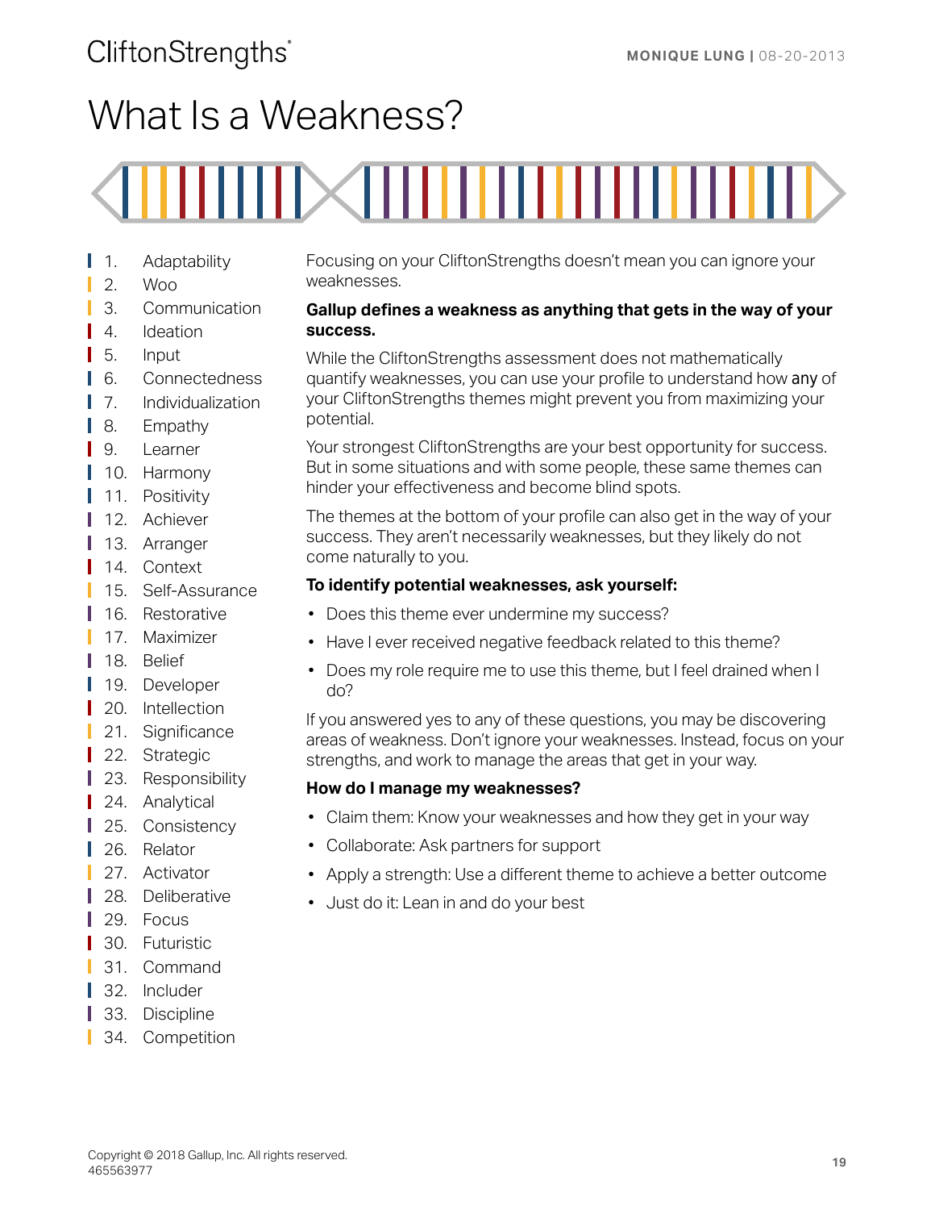# What Is a Weakness?

1. Adaptability
2. Woo
3. Communication
4. Ideation
5. Input
6. Connectedness
7. Individualization
8. Empathy
9. Learner
10. Harmony
11. Positivity
12. Achiever
13. Arranger
14. Context
15. Self-Assurance
16. Restorative
17. Maximizer
18. Belief
19. Developer
20. Intellection
21. Significance
22. Strategic
23. Responsibility
24. Analytical
25. Consistency
26. Relator
27. Activator
28. Deliberative
29. Focus
30. Futuristic
31. Command
32. Includer
33. Discipline
34. Competition

Focusing on your CliftonStrengths doesn't mean you can ignore your weaknesses.

**Gallup defines a weakness as anything that gets in the way of your success.**

While the CliftonStrengths assessment does not mathematically quantify weaknesses, you can use your profile to understand how any of your CliftonStrengths themes might prevent you from maximizing your potential.

Your strongest CliftonStrengths are your best opportunity for success. But in some situations and with some people, these same themes can hinder your effectiveness and become blind spots.

The themes at the bottom of your profile can also get in the way of your success. They aren't necessarily weaknesses, but they likely do not come naturally to you.

**To identify potential weaknesses, ask yourself:**

- Does this theme ever undermine my success?
- Have I ever received negative feedback related to this theme?
- Does my role require me to use this theme, but I feel drained when I do?

If you answered yes to any of these questions, you may be discovering areas of weakness. Don't ignore your weaknesses. Instead, focus on your strengths, and work to manage the areas that get in your way.

**How do I manage my weaknesses?**

- Claim them: Know your weaknesses and how they get in your way
- Collaborate: Ask partners for support
- Apply a strength: Use a different theme to achieve a better outcome
- Just do it: Lean in and do your best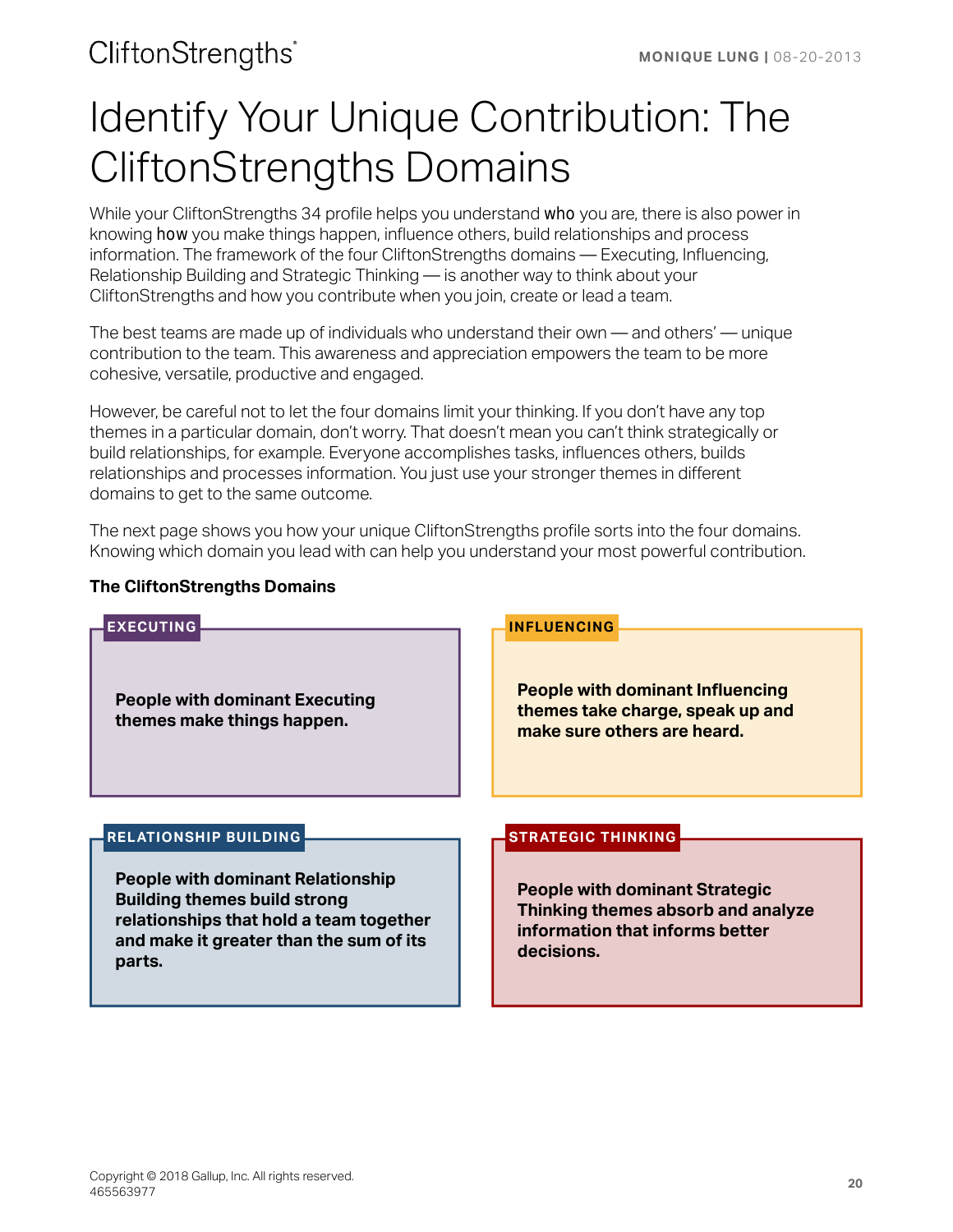# Identify Your Unique Contribution: The CliftonStrengths Domains

While your CliftonStrengths 34 profile helps you understand who you are, there is also power in knowing how you make things happen, influence others, build relationships and process information. The framework of the four CliftonStrengths domains — Executing, Influencing, Relationship Building and Strategic Thinking — is another way to think about your CliftonStrengths and how you contribute when you join, create or lead a team.

The best teams are made up of individuals who understand their own — and others' — unique contribution to the team. This awareness and appreciation empowers the team to be more cohesive, versatile, productive and engaged.

However, be careful not to let the four domains limit your thinking. If you don't have any top themes in a particular domain, don't worry. That doesn't mean you can't think strategically or build relationships, for example. Everyone accomplishes tasks, influences others, builds relationships and processes information. You just use your stronger themes in different domains to get to the same outcome.

The next page shows you how your unique CliftonStrengths profile sorts into the four domains. Knowing which domain you lead with can help you understand your most powerful contribution.

**The CliftonStrengths Domains**

**EXECUTING**

**People with dominant Executing themes make things happen.**

**INFLUENCING**

**People with dominant Influencing themes take charge, speak up and make sure others are heard.**

**RELATIONSHIP BUILDING**

**People with dominant Relationship Building themes build strong relationships that hold a team together and make it greater than the sum of its parts.**

**STRATEGIC THINKING**

**People with dominant Strategic Thinking themes absorb and analyze information that informs better decisions.**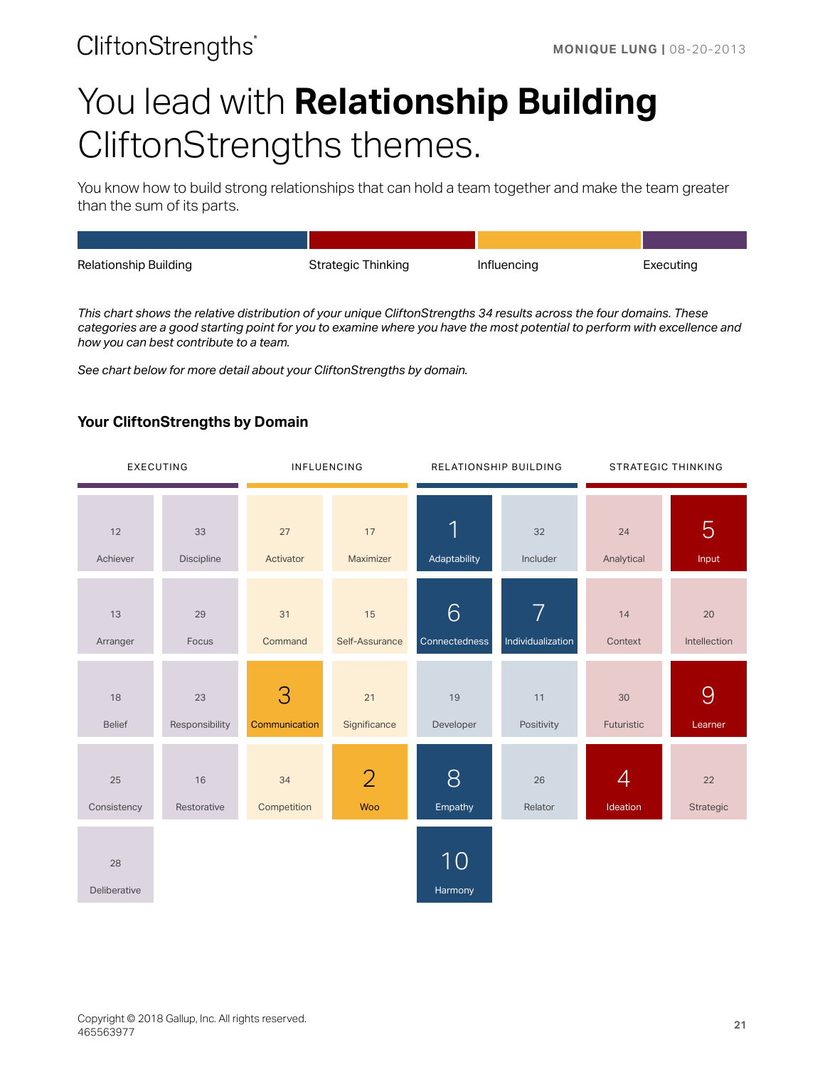CliftonStrengths

MONIQUE LUNG | 08-20-2013

# You lead with **Relationship Building** CliftonStrengths themes.

You know how to build strong relationships that can hold a team together and make the team greater than the sum of its parts.

| Relationship Building | Strategic Thinking | Influencing | Executing |
|---|---|---|---|

*This chart shows the relative distribution of your unique CliftonStrengths 34 results across the four domains. These categories are a good starting point for you to examine where you have the most potential to perform with excellence and how you can best contribute to a team.*

*See chart below for more detail about your CliftonStrengths by domain.*

## Your CliftonStrengths by Domain

| EXECUTING | | INFLUENCING | | RELATIONSHIP BUILDING | | STRATEGIC THINKING | |
|---|---|---|---|---|---|---|---|
| 12 Achiever | 33 Discipline | 27 Activator | 17 Maximizer | 1 Adaptability | 32 Includer | 24 Analytical | 5 Input |
| 13 Arranger | 29 Focus | 31 Command | 15 Self-Assurance | 6 Connectedness | 7 Individualization | 14 Context | 20 Intellection |
| 18 Belief | 23 Responsibility | 3 Communication | 21 Significance | 19 Developer | 11 Positivity | 30 Futuristic | 9 Learner |
| 25 Consistency | 16 Restorative | 34 Competition | 2 Woo | 8 Empathy | 26 Relator | 4 Ideation | 22 Strategic |
| 28 Deliberative | | | | 10 Harmony | | | |

Copyright © 2018 Gallup, Inc. All rights reserved.
465563977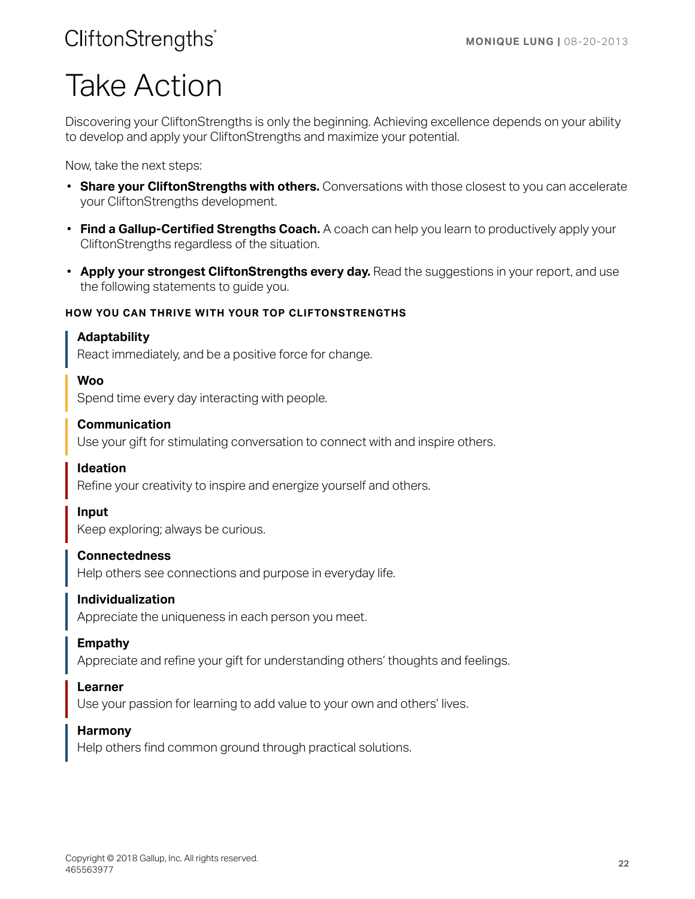# Take Action

Discovering your CliftonStrengths is only the beginning. Achieving excellence depends on your ability to develop and apply your CliftonStrengths and maximize your potential.

Now, take the next steps:

- **Share your CliftonStrengths with others.** Conversations with those closest to you can accelerate your CliftonStrengths development.
- **Find a Gallup-Certified Strengths Coach.** A coach can help you learn to productively apply your CliftonStrengths regardless of the situation.
- **Apply your strongest CliftonStrengths every day.** Read the suggestions in your report, and use the following statements to guide you.

#### HOW YOU CAN THRIVE WITH YOUR TOP CLIFTONSTRENGTHS

**Adaptability**
React immediately, and be a positive force for change.

**Woo**
Spend time every day interacting with people.

**Communication**
Use your gift for stimulating conversation to connect with and inspire others.

**Ideation**
Refine your creativity to inspire and energize yourself and others.

**Input**
Keep exploring; always be curious.

**Connectedness**
Help others see connections and purpose in everyday life.

**Individualization**
Appreciate the uniqueness in each person you meet.

**Empathy**
Appreciate and refine your gift for understanding others' thoughts and feelings.

**Learner**
Use your passion for learning to add value to your own and others' lives.

**Harmony**
Help others find common ground through practical solutions.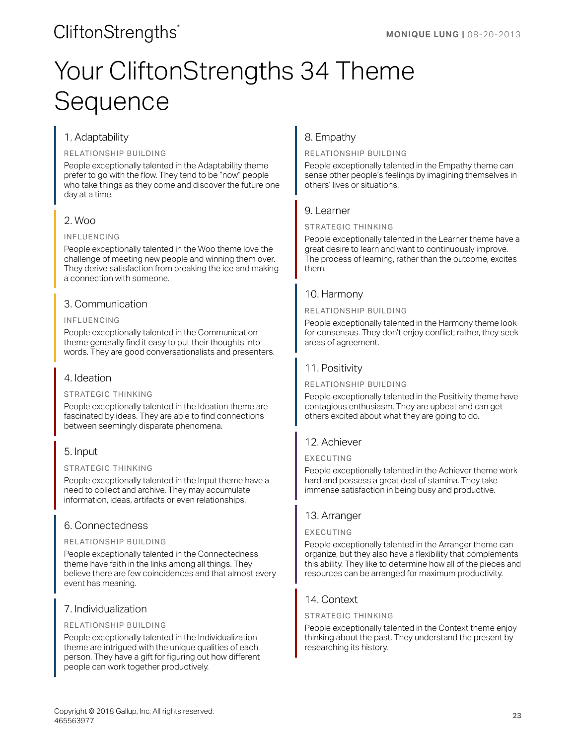# Your CliftonStrengths 34 Theme Sequence

## 1. Adaptability

RELATIONSHIP BUILDING

People exceptionally talented in the Adaptability theme prefer to go with the flow. They tend to be "now" people who take things as they come and discover the future one day at a time.

## 2. Woo

INFLUENCING

People exceptionally talented in the Woo theme love the challenge of meeting new people and winning them over. They derive satisfaction from breaking the ice and making a connection with someone.

## 3. Communication

INFLUENCING

People exceptionally talented in the Communication theme generally find it easy to put their thoughts into words. They are good conversationalists and presenters.

## 4. Ideation

STRATEGIC THINKING

People exceptionally talented in the Ideation theme are fascinated by ideas. They are able to find connections between seemingly disparate phenomena.

## 5. Input

STRATEGIC THINKING

People exceptionally talented in the Input theme have a need to collect and archive. They may accumulate information, ideas, artifacts or even relationships.

## 6. Connectedness

RELATIONSHIP BUILDING

People exceptionally talented in the Connectedness theme have faith in the links among all things. They believe there are few coincidences and that almost every event has meaning.

## 7. Individualization

RELATIONSHIP BUILDING

People exceptionally talented in the Individualization theme are intrigued with the unique qualities of each person. They have a gift for figuring out how different people can work together productively.

## 8. Empathy

RELATIONSHIP BUILDING

People exceptionally talented in the Empathy theme can sense other people's feelings by imagining themselves in others' lives or situations.

## 9. Learner

STRATEGIC THINKING

People exceptionally talented in the Learner theme have a great desire to learn and want to continuously improve. The process of learning, rather than the outcome, excites them.

## 10. Harmony

RELATIONSHIP BUILDING

People exceptionally talented in the Harmony theme look for consensus. They don't enjoy conflict; rather, they seek areas of agreement.

## 11. Positivity

RELATIONSHIP BUILDING

People exceptionally talented in the Positivity theme have contagious enthusiasm. They are upbeat and can get others excited about what they are going to do.

## 12. Achiever

EXECUTING

People exceptionally talented in the Achiever theme work hard and possess a great deal of stamina. They take immense satisfaction in being busy and productive.

## 13. Arranger

EXECUTING

People exceptionally talented in the Arranger theme can organize, but they also have a flexibility that complements this ability. They like to determine how all of the pieces and resources can be arranged for maximum productivity.

## 14. Context

STRATEGIC THINKING

People exceptionally talented in the Context theme enjoy thinking about the past. They understand the present by researching its history.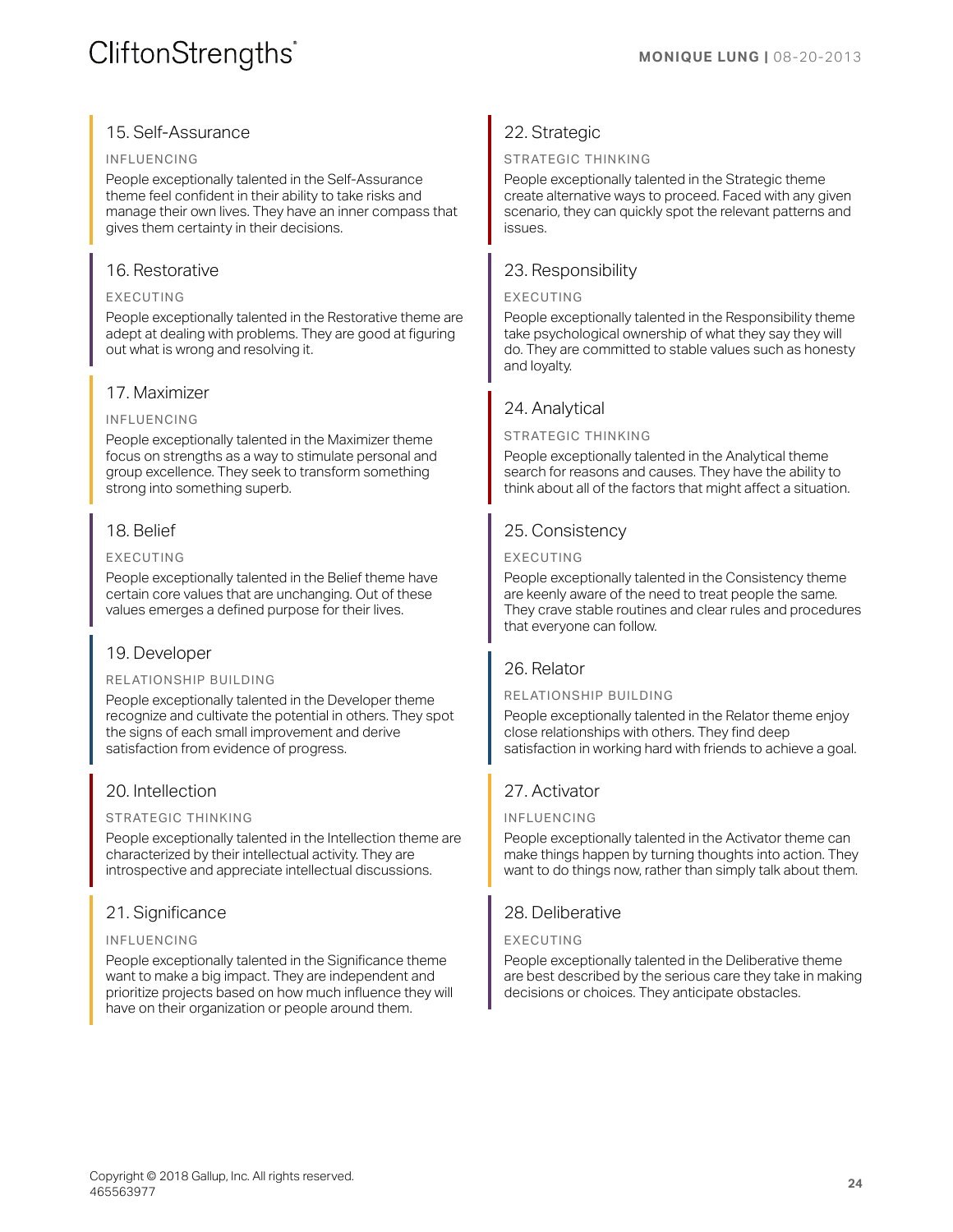## 15. Self-Assurance

INFLUENCING

People exceptionally talented in the Self-Assurance theme feel confident in their ability to take risks and manage their own lives. They have an inner compass that gives them certainty in their decisions.

## 16. Restorative

EXECUTING

People exceptionally talented in the Restorative theme are adept at dealing with problems. They are good at figuring out what is wrong and resolving it.

## 17. Maximizer

INFLUENCING

People exceptionally talented in the Maximizer theme focus on strengths as a way to stimulate personal and group excellence. They seek to transform something strong into something superb.

## 18. Belief

EXECUTING

People exceptionally talented in the Belief theme have certain core values that are unchanging. Out of these values emerges a defined purpose for their lives.

## 19. Developer

RELATIONSHIP BUILDING

People exceptionally talented in the Developer theme recognize and cultivate the potential in others. They spot the signs of each small improvement and derive satisfaction from evidence of progress.

## 20. Intellection

STRATEGIC THINKING

People exceptionally talented in the Intellection theme are characterized by their intellectual activity. They are introspective and appreciate intellectual discussions.

## 21. Significance

INFLUENCING

People exceptionally talented in the Significance theme want to make a big impact. They are independent and prioritize projects based on how much influence they will have on their organization or people around them.

## 22. Strategic

STRATEGIC THINKING

People exceptionally talented in the Strategic theme create alternative ways to proceed. Faced with any given scenario, they can quickly spot the relevant patterns and issues.

## 23. Responsibility

EXECUTING

People exceptionally talented in the Responsibility theme take psychological ownership of what they say they will do. They are committed to stable values such as honesty and loyalty.

## 24. Analytical

STRATEGIC THINKING

People exceptionally talented in the Analytical theme search for reasons and causes. They have the ability to think about all of the factors that might affect a situation.

## 25. Consistency

EXECUTING

People exceptionally talented in the Consistency theme are keenly aware of the need to treat people the same. They crave stable routines and clear rules and procedures that everyone can follow.

## 26. Relator

RELATIONSHIP BUILDING

People exceptionally talented in the Relator theme enjoy close relationships with others. They find deep satisfaction in working hard with friends to achieve a goal.

## 27. Activator

INFLUENCING

People exceptionally talented in the Activator theme can make things happen by turning thoughts into action. They want to do things now, rather than simply talk about them.

## 28. Deliberative

EXECUTING

People exceptionally talented in the Deliberative theme are best described by the serious care they take in making decisions or choices. They anticipate obstacles.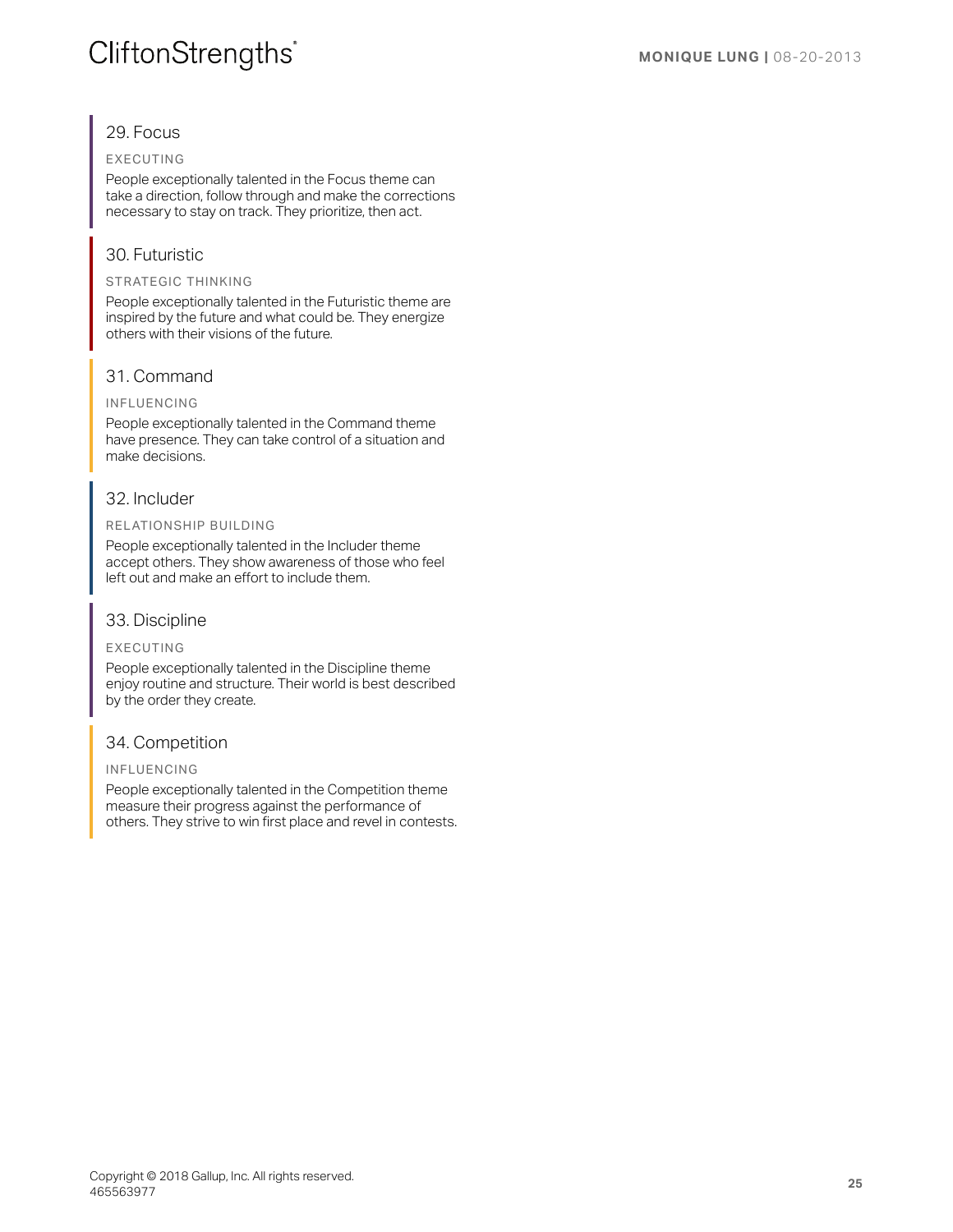## 29. Focus

EXECUTING

People exceptionally talented in the Focus theme can take a direction, follow through and make the corrections necessary to stay on track. They prioritize, then act.

## 30. Futuristic

STRATEGIC THINKING

People exceptionally talented in the Futuristic theme are inspired by the future and what could be. They energize others with their visions of the future.

## 31. Command

INFLUENCING

People exceptionally talented in the Command theme have presence. They can take control of a situation and make decisions.

## 32. Includer

RELATIONSHIP BUILDING

People exceptionally talented in the Includer theme accept others. They show awareness of those who feel left out and make an effort to include them.

## 33. Discipline

EXECUTING

People exceptionally talented in the Discipline theme enjoy routine and structure. Their world is best described by the order they create.

## 34. Competition

INFLUENCING

People exceptionally talented in the Competition theme measure their progress against the performance of others. They strive to win first place and revel in contests.